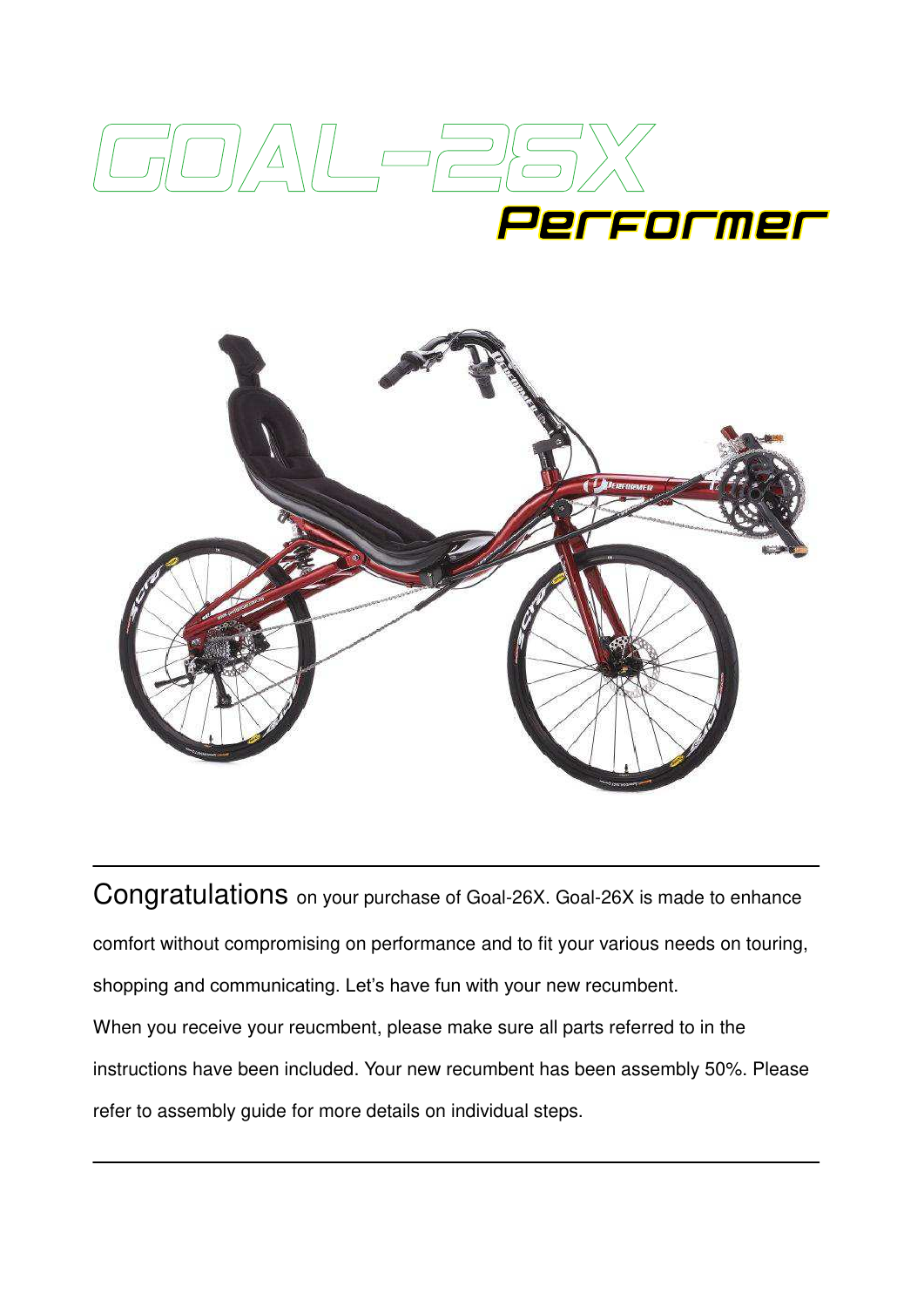# GOAL-26X

## Performer

Congratulations on your purchase of Goal-26X. Goal-26X is made to enhance comfort without compromising on performance and to fit your various needs on touring, shopping and communicating. Let's have fun with your new recumbent.

When you receive your reucmbent, please make sure all parts referred to in the instructions have been included. Your new recumbent has been assembly 50%. Please refer to assembly guide for more details on individual steps.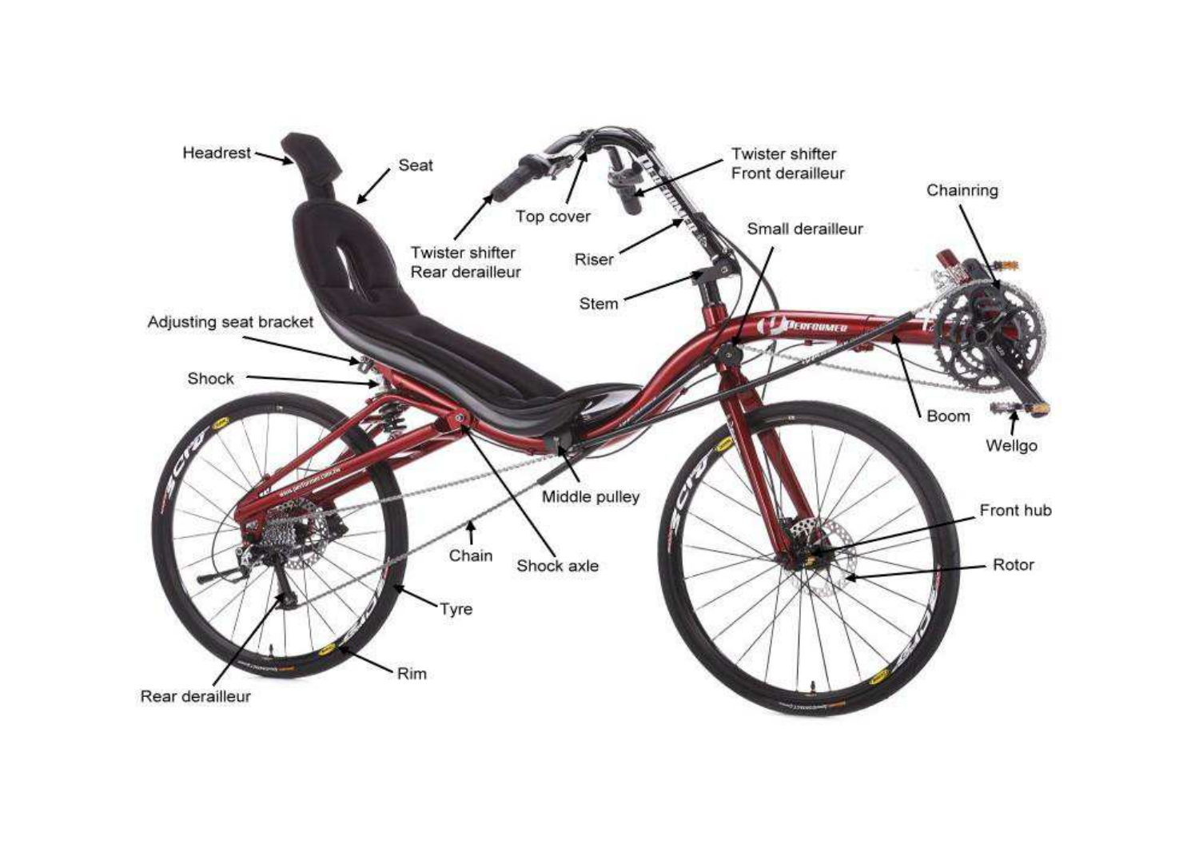Headrest

Seat

Twister shifter
Front derailleur

Chainring

Top cover

Twister shifter
Rear derailleur

Riser

Small derailleur

Stem

Adjusting seat bracket

Shock

Boom

Wellgo

Middle pulley

Front hub

Chain

Shock axle

Rotor

Tyre

Rim

Rear derailleur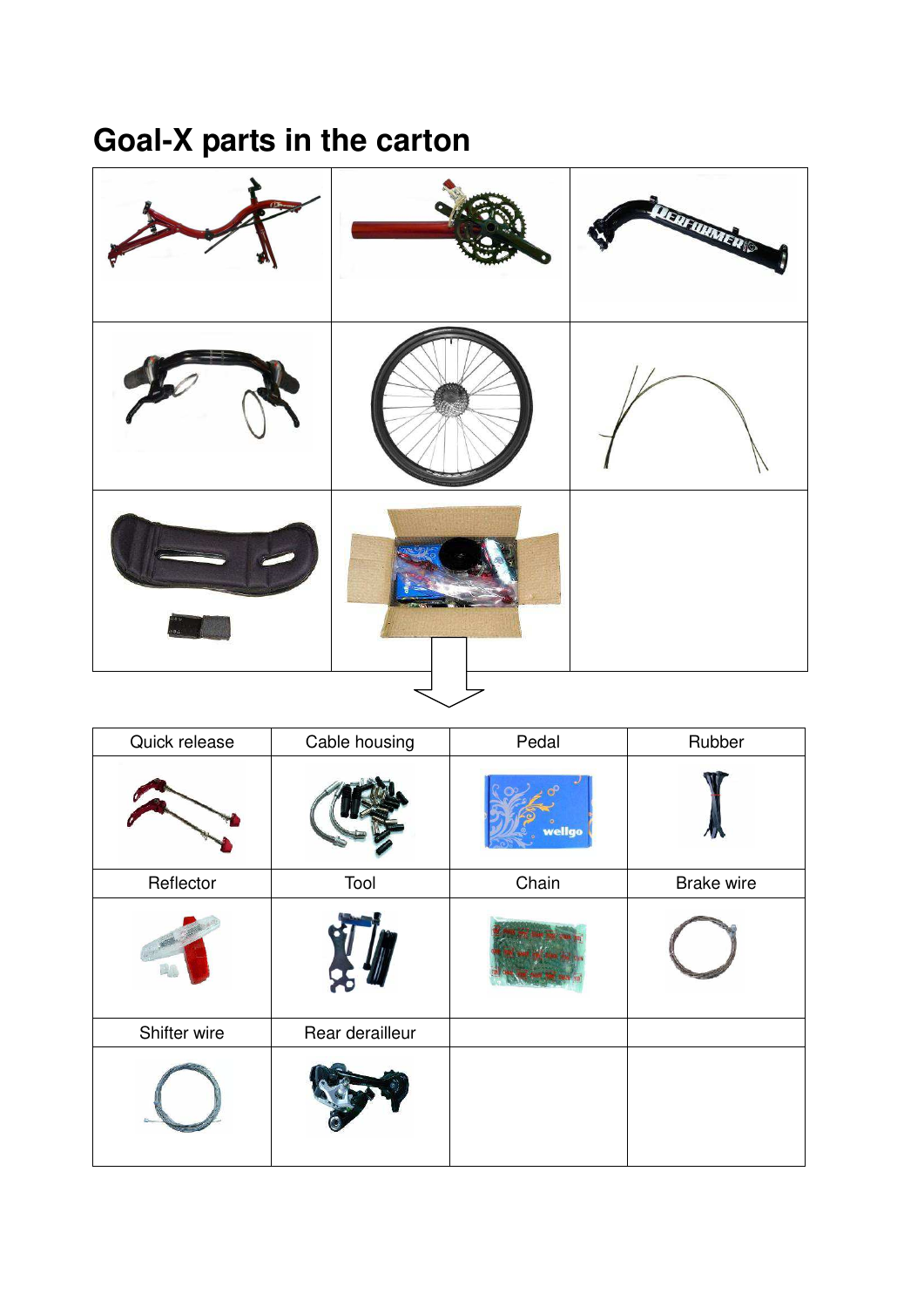# Goal-X parts in the carton

| Quick release | Cable housing | Pedal | Rubber |
| --- | --- | --- | --- |
| | | | |
| Reflector | Tool | Chain | Brake wire |
| | | | |
| Shifter wire | Rear derailleur | | |
| | | | |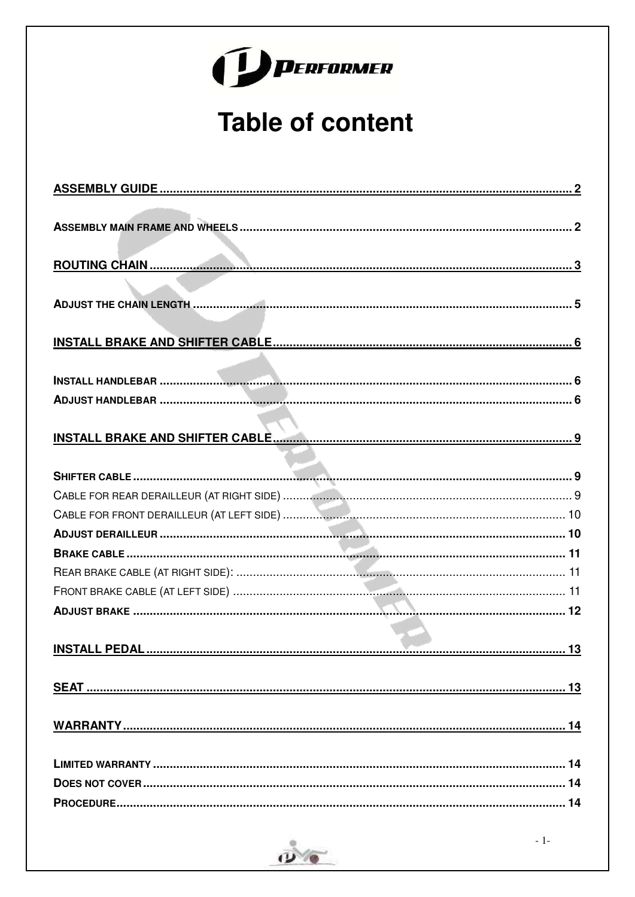# Table of content

| | |
|---|---|
| **ASSEMBLY GUIDE** | **2** |
| **ASSEMBLY MAIN FRAME AND WHEELS** | **2** |
| **ROUTING CHAIN** | **3** |
| **ADJUST THE CHAIN LENGTH** | **5** |
| **INSTALL BRAKE AND SHIFTER CABLE** | **6** |
| **INSTALL HANDLEBAR** | **6** |
| **ADJUST HANDLEBAR** | **6** |
| **INSTALL BRAKE AND SHIFTER CABLE** | **9** |
| **SHIFTER CABLE** | **9** |
| CABLE FOR REAR DERAILLEUR (AT RIGHT SIDE) | 9 |
| CABLE FOR FRONT DERAILLEUR (AT LEFT SIDE) | 10 |
| **ADJUST DERAILLEUR** | **10** |
| **BRAKE CABLE** | **11** |
| REAR BRAKE CABLE (AT RIGHT SIDE): | 11 |
| FRONT BRAKE CABLE (AT LEFT SIDE) | 11 |
| **ADJUST BRAKE** | **12** |
| **INSTALL PEDAL** | **13** |
| **SEAT** | **13** |
| **WARRANTY** | **14** |
| **LIMITED WARRANTY** | **14** |
| **DOES NOT COVER** | **14** |
| **PROCEDURE** | **14** |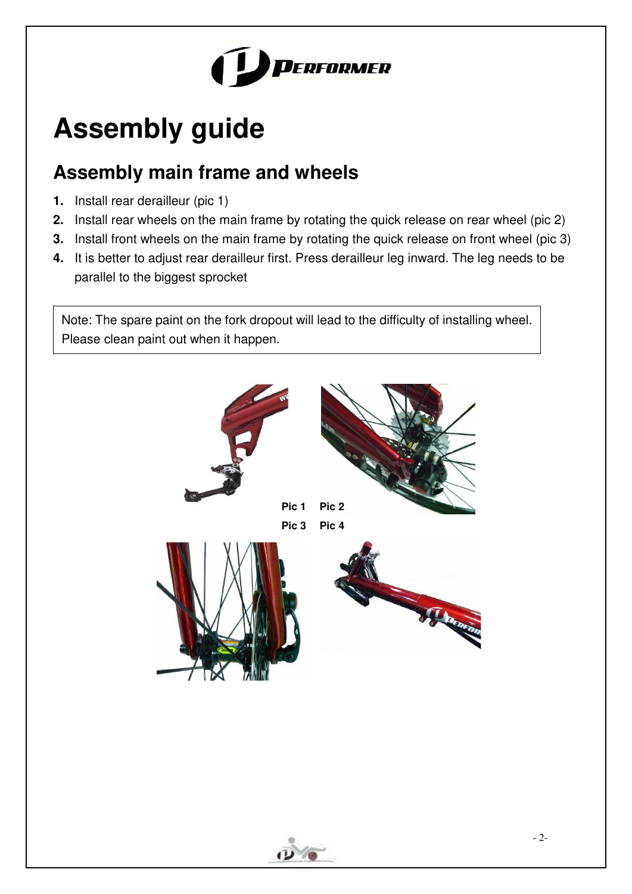# Assembly guide

## Assembly main frame and wheels

1. Install rear derailleur (pic 1)
2. Install rear wheels on the main frame by rotating the quick release on rear wheel (pic 2)
3. Install front wheels on the main frame by rotating the quick release on front wheel (pic 3)
4. It is better to adjust rear derailleur first. Press derailleur leg inward. The leg needs to be parallel to the biggest sprocket

> Note: The spare paint on the fork dropout will lead to the difficulty of installing wheel. Please clean paint out when it happen.

Pic 1 Pic 2

Pic 3 Pic 4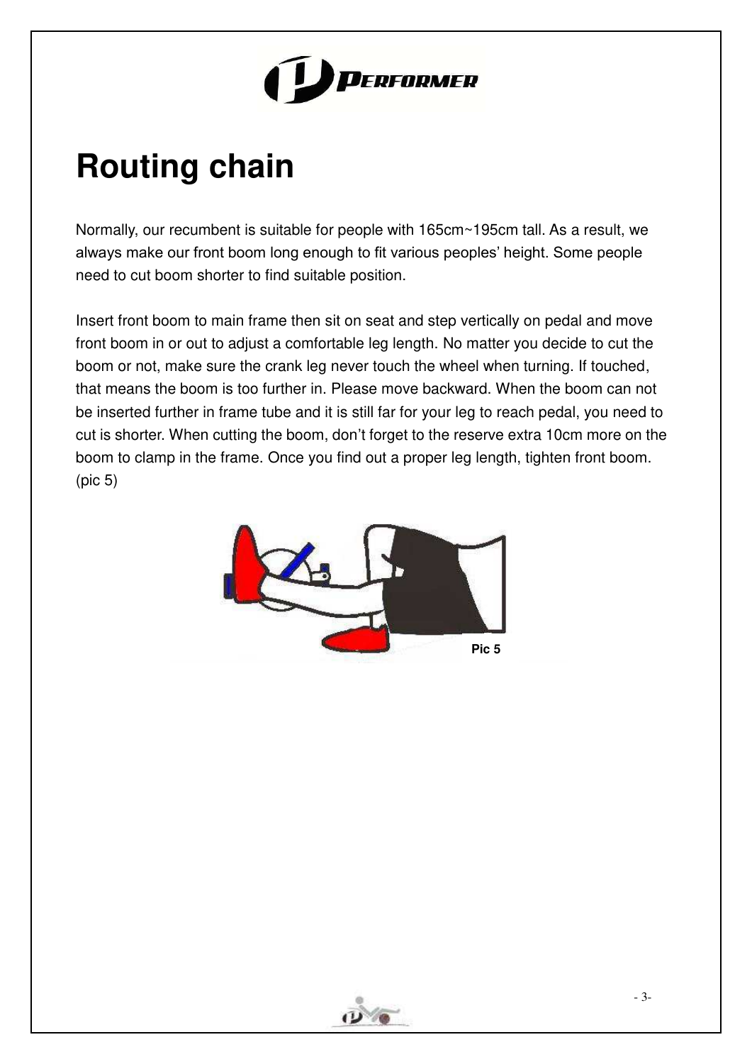# Routing chain

Normally, our recumbent is suitable for people with 165cm~195cm tall. As a result, we always make our front boom long enough to fit various peoples' height. Some people need to cut boom shorter to find suitable position.

Insert front boom to main frame then sit on seat and step vertically on pedal and move front boom in or out to adjust a comfortable leg length. No matter you decide to cut the boom or not, make sure the crank leg never touch the wheel when turning. If touched, that means the boom is too further in. Please move backward. When the boom can not be inserted further in frame tube and it is still far for your leg to reach pedal, you need to cut is shorter. When cutting the boom, don't forget to the reserve extra 10cm more on the boom to clamp in the frame. Once you find out a proper leg length, tighten front boom. (pic 5)

Pic 5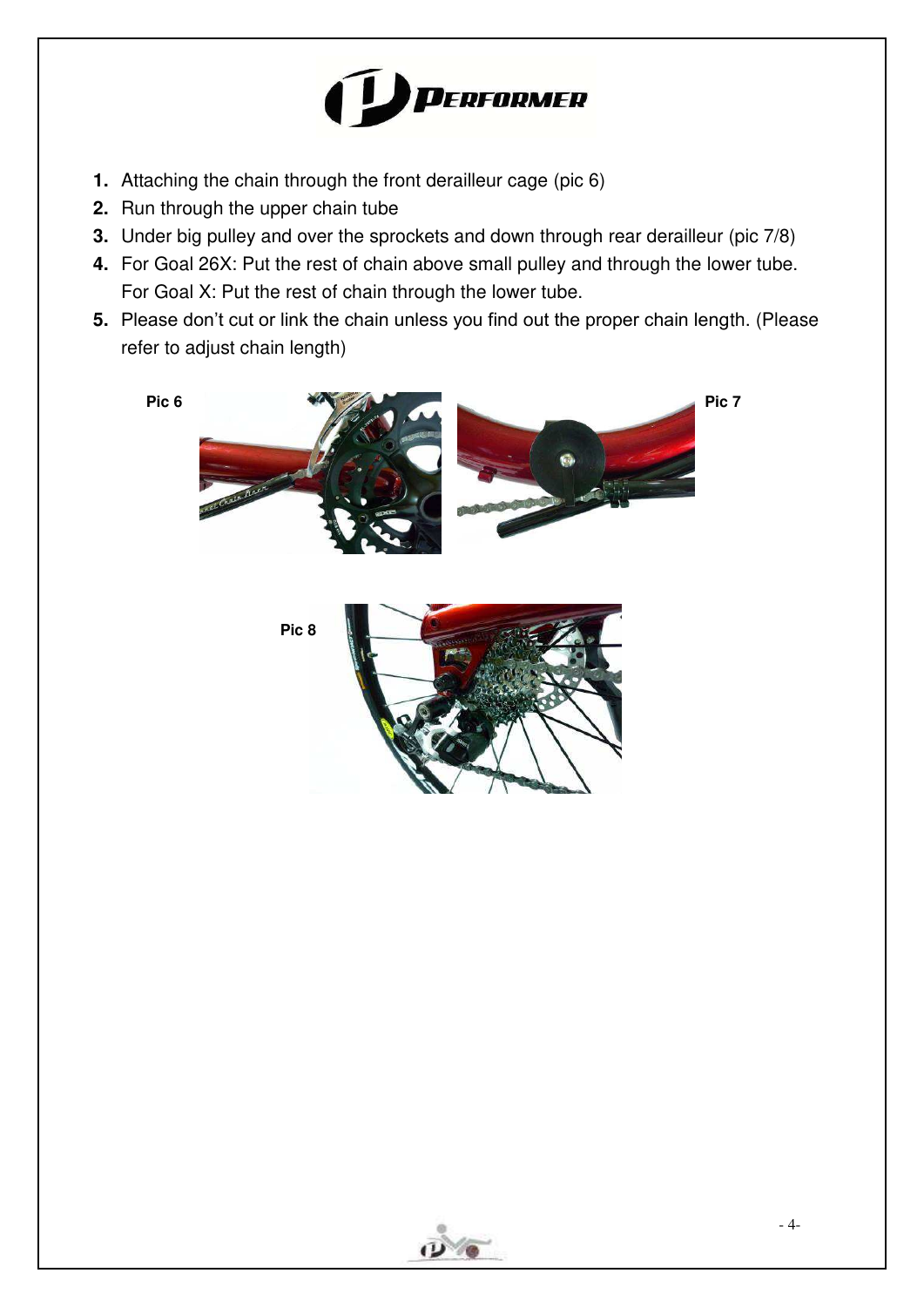1. Attaching the chain through the front derailleur cage (pic 6)
2. Run through the upper chain tube
3. Under big pulley and over the sprockets and down through rear derailleur (pic 7/8)
4. For Goal 26X: Put the rest of chain above small pulley and through the lower tube.
   For Goal X: Put the rest of chain through the lower tube.
5. Please don't cut or link the chain unless you find out the proper chain length. (Please refer to adjust chain length)

Pic 6

Pic 7

Pic 8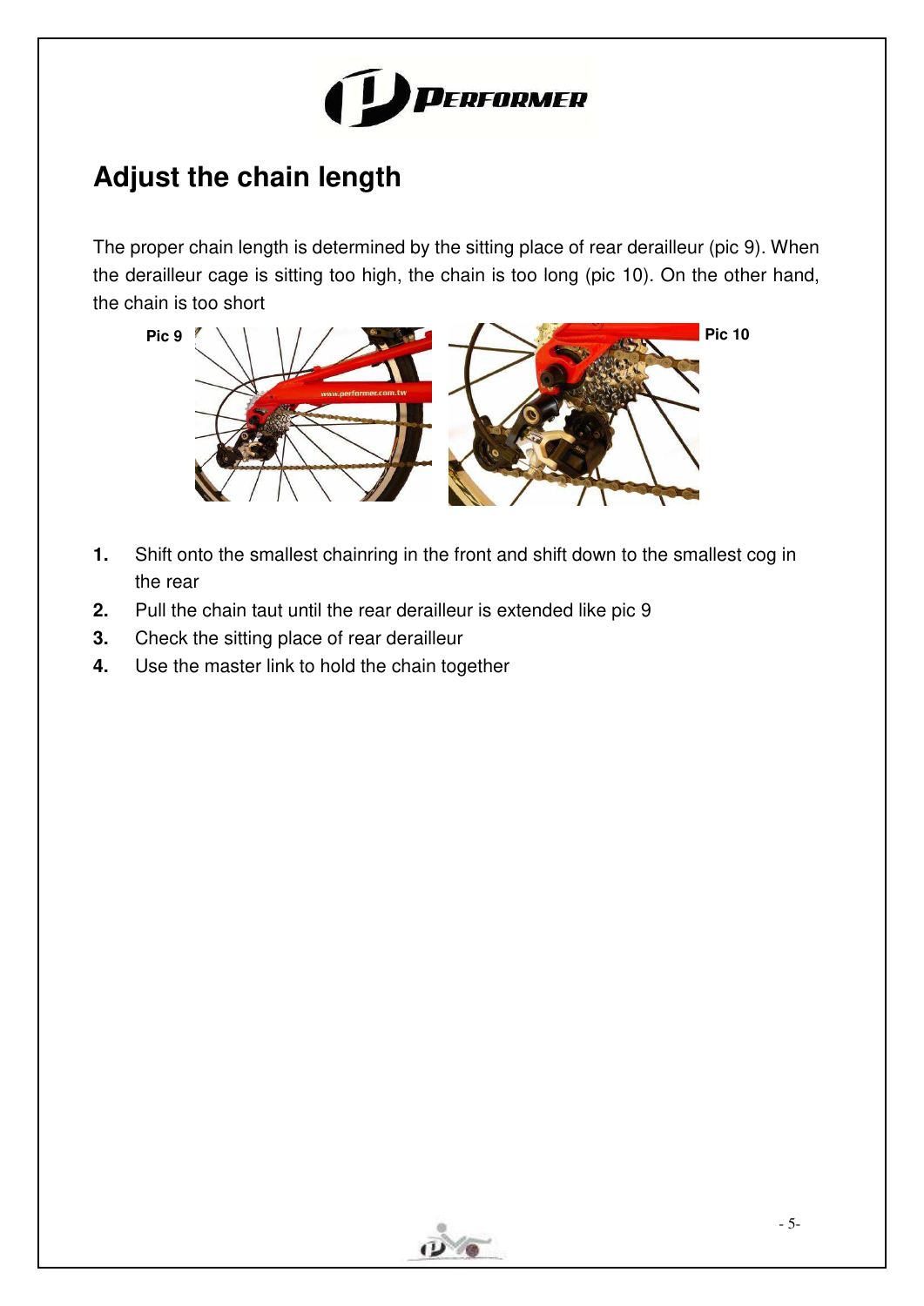# Adjust the chain length

The proper chain length is determined by the sitting place of rear derailleur (pic 9). When the derailleur cage is sitting too high, the chain is too long (pic 10). On the other hand, the chain is too short

Pic 9

Pic 10

1. Shift onto the smallest chainring in the front and shift down to the smallest cog in the rear
2. Pull the chain taut until the rear derailleur is extended like pic 9
3. Check the sitting place of rear derailleur
4. Use the master link to hold the chain together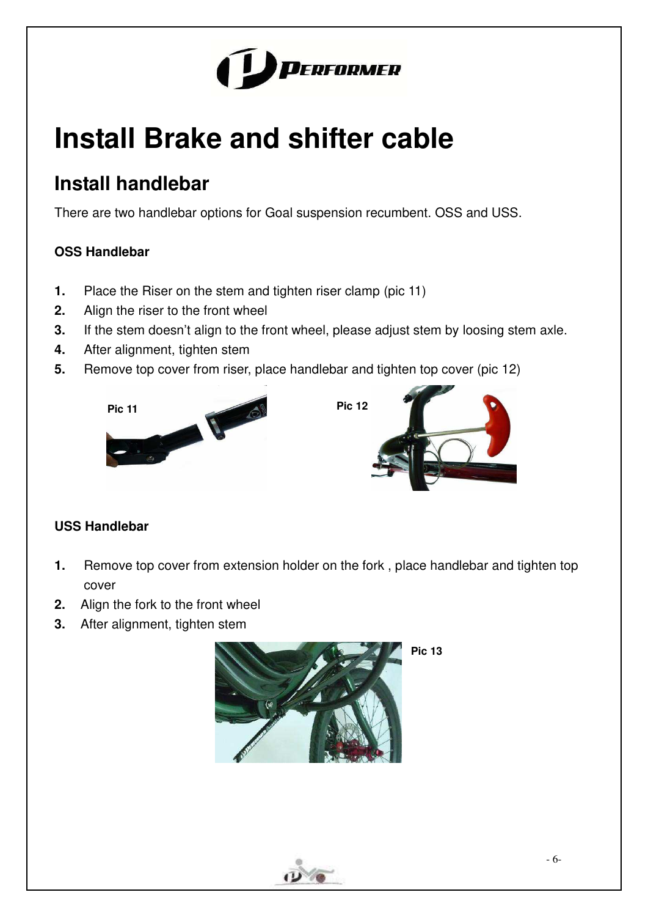# Install Brake and shifter cable

## Install handlebar

There are two handlebar options for Goal suspension recumbent. OSS and USS.

**OSS Handlebar**

1. Place the Riser on the stem and tighten riser clamp (pic 11)
2. Align the riser to the front wheel
3. If the stem doesn't align to the front wheel, please adjust stem by loosing stem axle.
4. After alignment, tighten stem
5. Remove top cover from riser, place handlebar and tighten top cover (pic 12)

Pic 11

Pic 12

**USS Handlebar**

1. Remove top cover from extension holder on the fork , place handlebar and tighten top cover
2. Align the fork to the front wheel
3. After alignment, tighten stem

Pic 13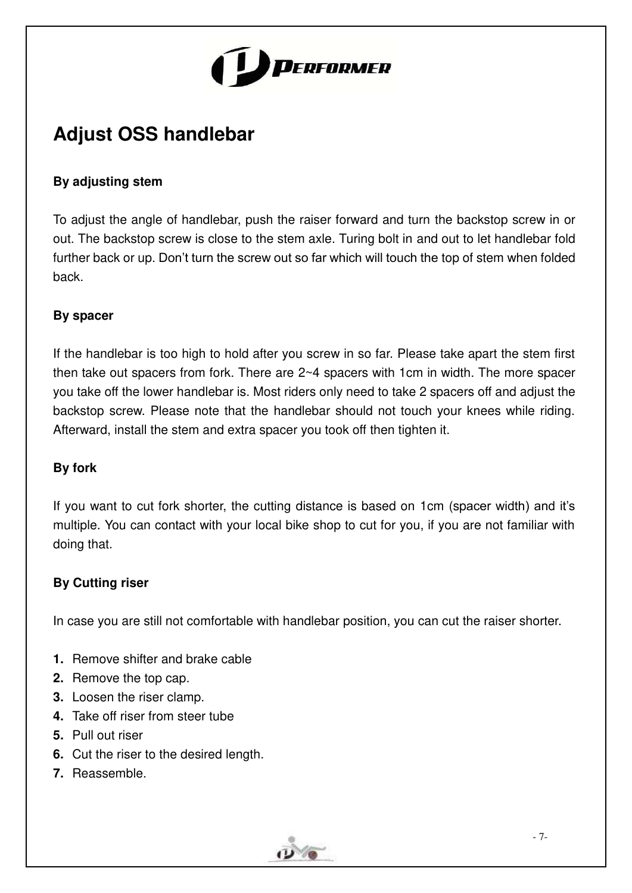# Adjust OSS handlebar

**By adjusting stem**

To adjust the angle of handlebar, push the raiser forward and turn the backstop screw in or out. The backstop screw is close to the stem axle. Turing bolt in and out to let handlebar fold further back or up. Don't turn the screw out so far which will touch the top of stem when folded back.

**By spacer**

If the handlebar is too high to hold after you screw in so far. Please take apart the stem first then take out spacers from fork. There are 2~4 spacers with 1cm in width. The more spacer you take off the lower handlebar is. Most riders only need to take 2 spacers off and adjust the backstop screw. Please note that the handlebar should not touch your knees while riding. Afterward, install the stem and extra spacer you took off then tighten it.

**By fork**

If you want to cut fork shorter, the cutting distance is based on 1cm (spacer width) and it's multiple. You can contact with your local bike shop to cut for you, if you are not familiar with doing that.

**By Cutting riser**

In case you are still not comfortable with handlebar position, you can cut the raiser shorter.

1. Remove shifter and brake cable
2. Remove the top cap.
3. Loosen the riser clamp.
4. Take off riser from steer tube
5. Pull out riser
6. Cut the riser to the desired length.
7. Reassemble.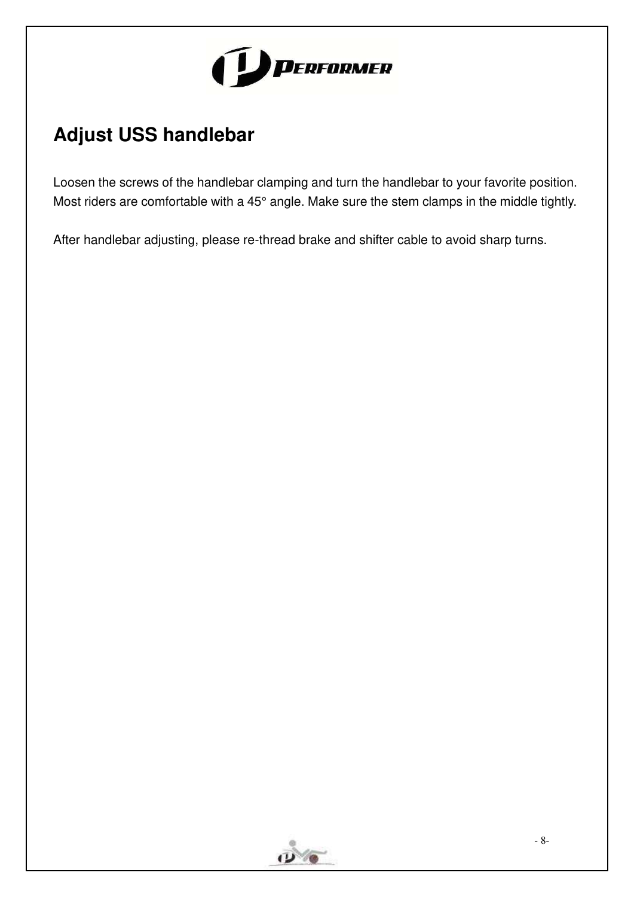## Adjust USS handlebar

Loosen the screws of the handlebar clamping and turn the handlebar to your favorite position. Most riders are comfortable with a 45° angle. Make sure the stem clamps in the middle tightly.

After handlebar adjusting, please re-thread brake and shifter cable to avoid sharp turns.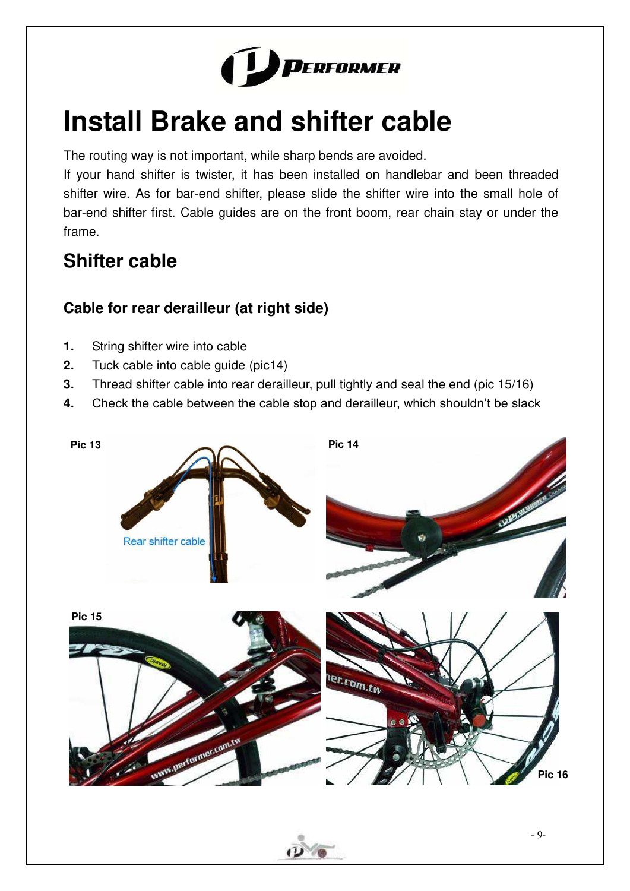# Install Brake and shifter cable

The routing way is not important, while sharp bends are avoided.

If your hand shifter is twister, it has been installed on handlebar and been threaded shifter wire. As for bar-end shifter, please slide the shifter wire into the small hole of bar-end shifter first. Cable guides are on the front boom, rear chain stay or under the frame.

## Shifter cable

### Cable for rear derailleur (at right side)

1. String shifter wire into cable
2. Tuck cable into cable guide (pic14)
3. Thread shifter cable into rear derailleur, pull tightly and seal the end (pic 15/16)
4. Check the cable between the cable stop and derailleur, which shouldn't be slack

Pic 13

Rear shifter cable

Pic 14

Pic 15

Pic 16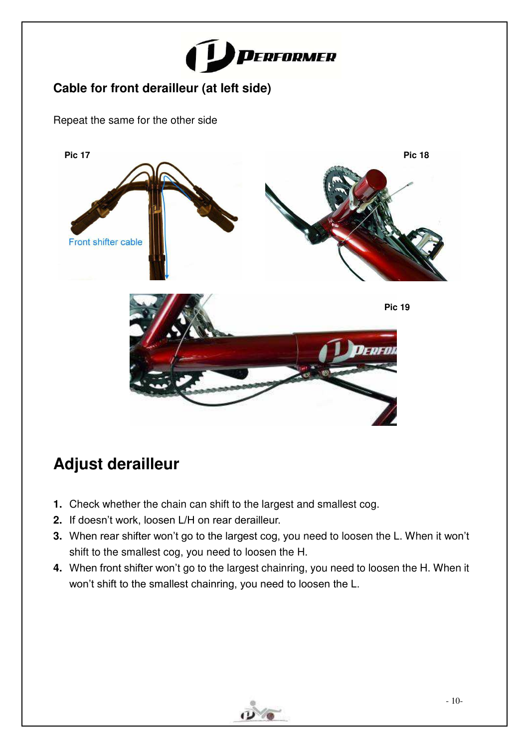## Cable for front derailleur (at left side)

Repeat the same for the other side

Pic 17

Front shifter cable

Pic 18

Pic 19

# Adjust derailleur

1. Check whether the chain can shift to the largest and smallest cog.
2. If doesn't work, loosen L/H on rear derailleur.
3. When rear shifter won't go to the largest cog, you need to loosen the L. When it won't shift to the smallest cog, you need to loosen the H.
4. When front shifter won't go to the largest chainring, you need to loosen the H. When it won't shift to the smallest chainring, you need to loosen the L.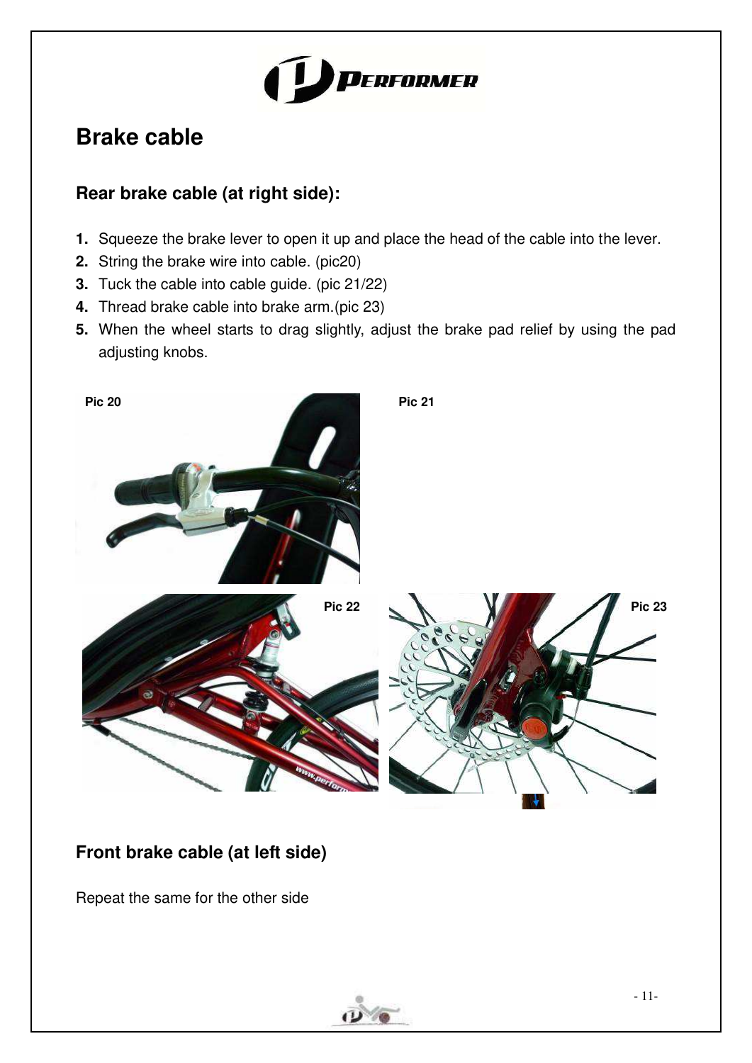# Brake cable

## Rear brake cable (at right side):

1. Squeeze the brake lever to open it up and place the head of the cable into the lever.
2. String the brake wire into cable. (pic20)
3. Tuck the cable into cable guide. (pic 21/22)
4. Thread brake cable into brake arm.(pic 23)
5. When the wheel starts to drag slightly, adjust the brake pad relief by using the pad adjusting knobs.

Pic 20

Pic 21

Pic 22

Pic 23

## Front brake cable (at left side)

Repeat the same for the other side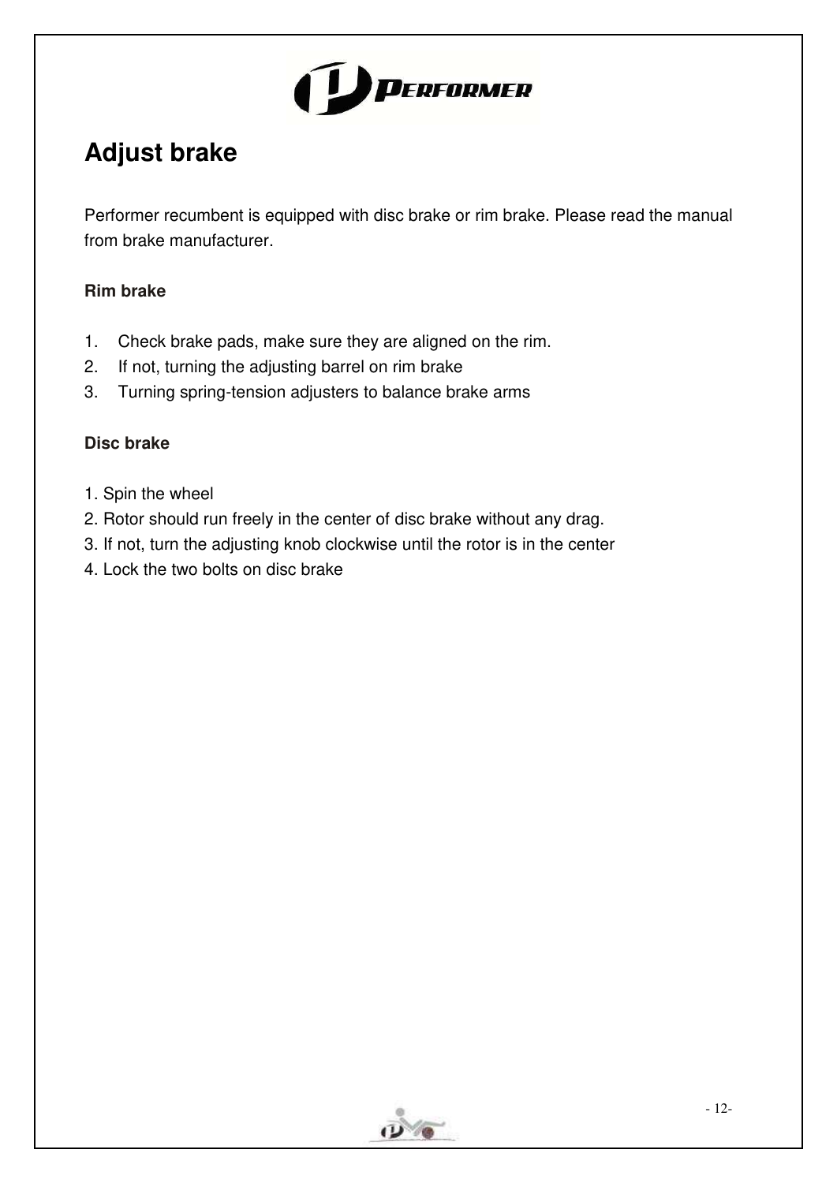# Adjust brake

Performer recumbent is equipped with disc brake or rim brake. Please read the manual from brake manufacturer.

**Rim brake**

1. Check brake pads, make sure they are aligned on the rim.
2. If not, turning the adjusting barrel on rim brake
3. Turning spring-tension adjusters to balance brake arms

**Disc brake**

1. Spin the wheel
2. Rotor should run freely in the center of disc brake without any drag.
3. If not, turn the adjusting knob clockwise until the rotor is in the center
4. Lock the two bolts on disc brake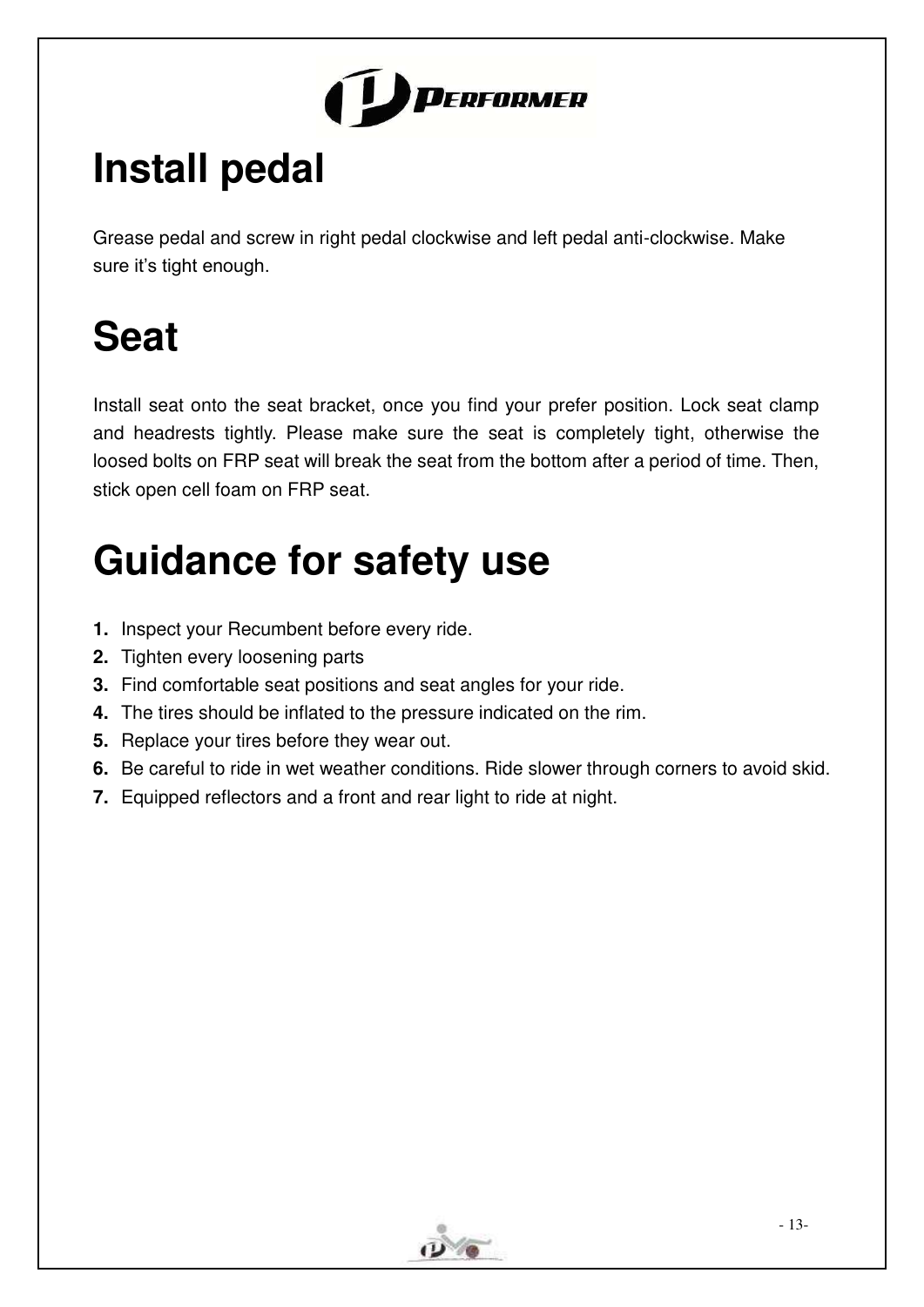# Install pedal

Grease pedal and screw in right pedal clockwise and left pedal anti-clockwise. Make sure it's tight enough.

# Seat

Install seat onto the seat bracket, once you find your prefer position. Lock seat clamp and headrests tightly. Please make sure the seat is completely tight, otherwise the loosed bolts on FRP seat will break the seat from the bottom after a period of time. Then, stick open cell foam on FRP seat.

# Guidance for safety use

1. Inspect your Recumbent before every ride.
2. Tighten every loosening parts
3. Find comfortable seat positions and seat angles for your ride.
4. The tires should be inflated to the pressure indicated on the rim.
5. Replace your tires before they wear out.
6. Be careful to ride in wet weather conditions. Ride slower through corners to avoid skid.
7. Equipped reflectors and a front and rear light to ride at night.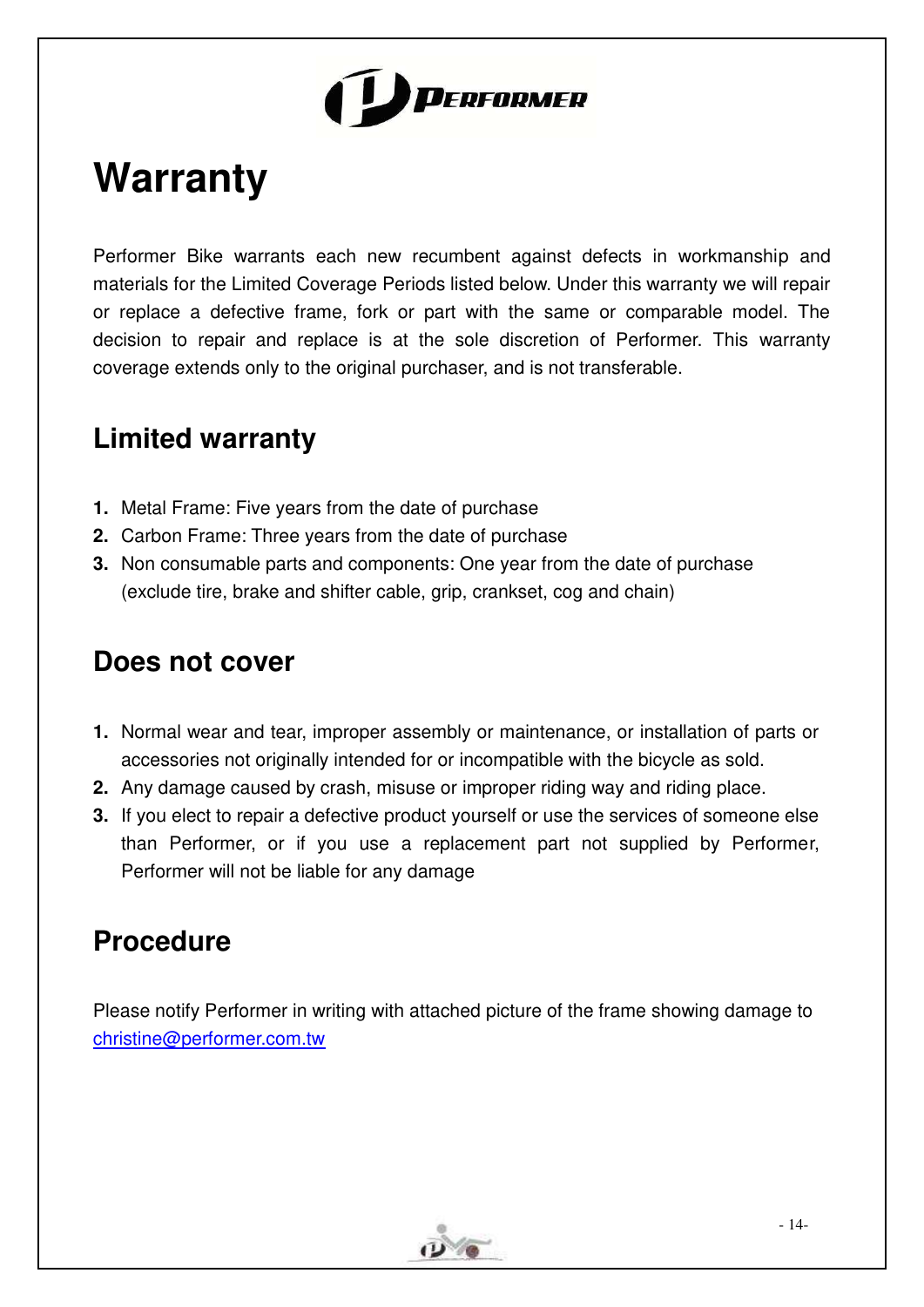# Warranty

Performer Bike warrants each new recumbent against defects in workmanship and materials for the Limited Coverage Periods listed below. Under this warranty we will repair or replace a defective frame, fork or part with the same or comparable model. The decision to repair and replace is at the sole discretion of Performer. This warranty coverage extends only to the original purchaser, and is not transferable.

## Limited warranty

1. Metal Frame: Five years from the date of purchase
2. Carbon Frame: Three years from the date of purchase
3. Non consumable parts and components: One year from the date of purchase (exclude tire, brake and shifter cable, grip, crankset, cog and chain)

## Does not cover

1. Normal wear and tear, improper assembly or maintenance, or installation of parts or accessories not originally intended for or incompatible with the bicycle as sold.
2. Any damage caused by crash, misuse or improper riding way and riding place.
3. If you elect to repair a defective product yourself or use the services of someone else than Performer, or if you use a replacement part not supplied by Performer, Performer will not be liable for any damage

## Procedure

Please notify Performer in writing with attached picture of the frame showing damage to christine@performer.com.tw